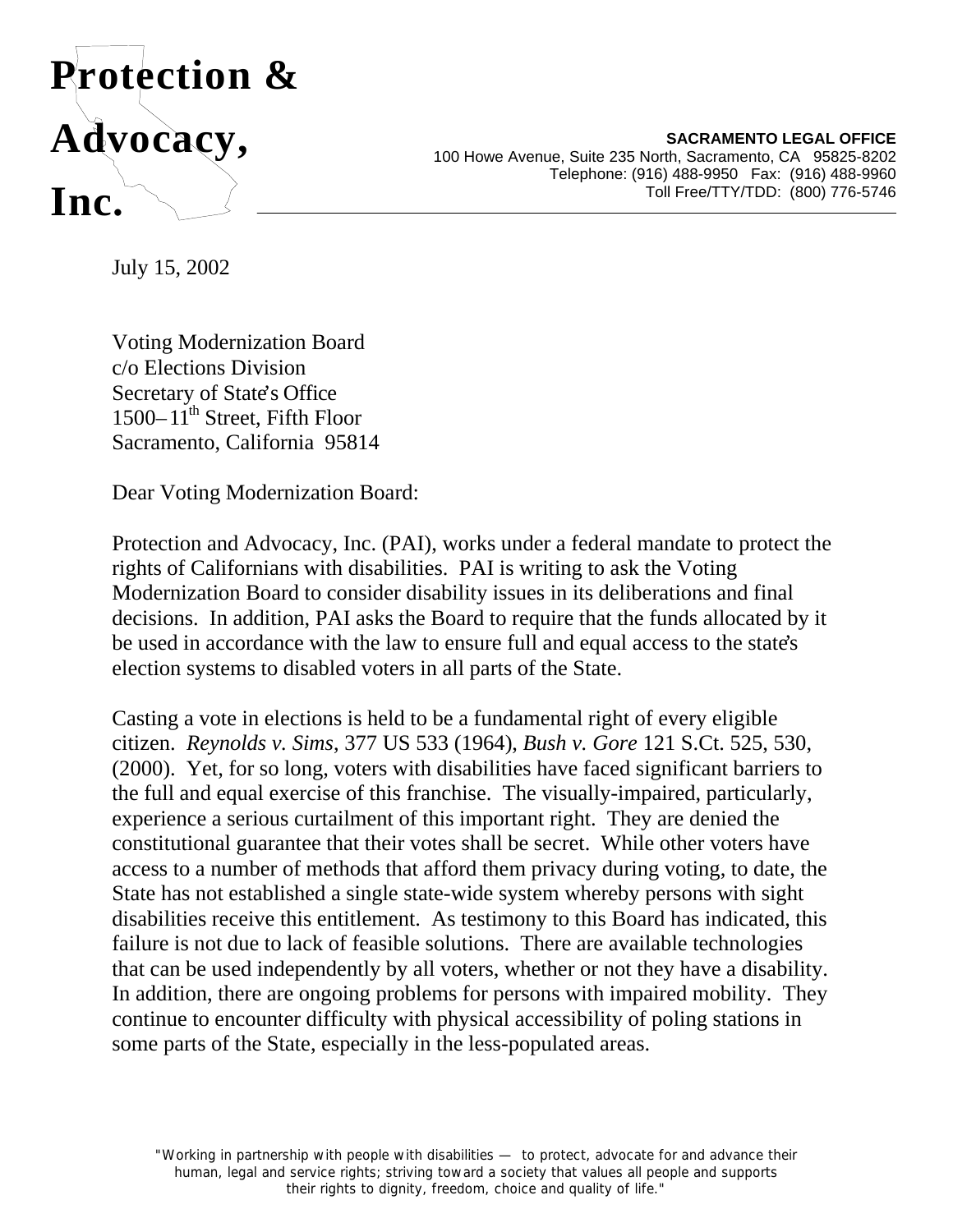# Protection & Advocacy, Inc.

**SACRAMENTO LEGAL OFFICE**
100 Howe Avenue, Suite 235 North, Sacramento, CA 95825-8202
Telephone: (916) 488-9950 Fax: (916) 488-9960
Toll Free/TTY/TDD: (800) 776-5746

July 15, 2002

Voting Modernization Board
c/o Elections Division
Secretary of State's Office
1500–11th Street, Fifth Floor
Sacramento, California 95814

Dear Voting Modernization Board:

Protection and Advocacy, Inc. (PAI), works under a federal mandate to protect the rights of Californians with disabilities. PAI is writing to ask the Voting Modernization Board to consider disability issues in its deliberations and final decisions. In addition, PAI asks the Board to require that the funds allocated by it be used in accordance with the law to ensure full and equal access to the state's election systems to disabled voters in all parts of the State.

Casting a vote in elections is held to be a fundamental right of every eligible citizen. *Reynolds v. Sims*, 377 US 533 (1964), *Bush v. Gore* 121 S.Ct. 525, 530, (2000). Yet, for so long, voters with disabilities have faced significant barriers to the full and equal exercise of this franchise. The visually-impaired, particularly, experience a serious curtailment of this important right. They are denied the constitutional guarantee that their votes shall be secret. While other voters have access to a number of methods that afford them privacy during voting, to date, the State has not established a single state-wide system whereby persons with sight disabilities receive this entitlement. As testimony to this Board has indicated, this failure is not due to lack of feasible solutions. There are available technologies that can be used independently by all voters, whether or not they have a disability. In addition, there are ongoing problems for persons with impaired mobility. They continue to encounter difficulty with physical accessibility of poling stations in some parts of the State, especially in the less-populated areas.

"Working in partnership with people with disabilities — to protect, advocate for and advance their human, legal and service rights; striving toward a society that values all people and supports their rights to dignity, freedom, choice and quality of life."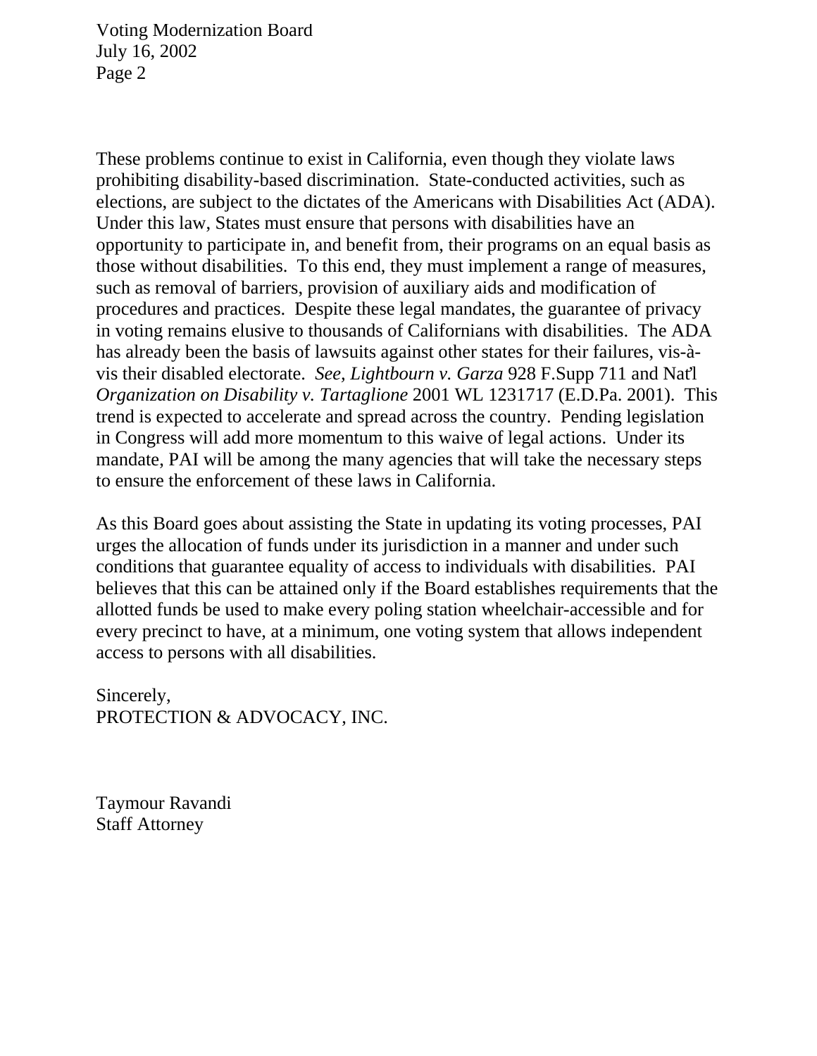These problems continue to exist in California, even though they violate laws prohibiting disability-based discrimination. State-conducted activities, such as elections, are subject to the dictates of the Americans with Disabilities Act (ADA). Under this law, States must ensure that persons with disabilities have an opportunity to participate in, and benefit from, their programs on an equal basis as those without disabilities. To this end, they must implement a range of measures, such as removal of barriers, provision of auxiliary aids and modification of procedures and practices. Despite these legal mandates, the guarantee of privacy in voting remains elusive to thousands of Californians with disabilities. The ADA has already been the basis of lawsuits against other states for their failures, vis-à-vis their disabled electorate. *See, Lightbourn v. Garza* 928 F.Supp 711 and *Nat'l Organization on Disability v. Tartaglione* 2001 WL 1231717 (E.D.Pa. 2001). This trend is expected to accelerate and spread across the country. Pending legislation in Congress will add more momentum to this waive of legal actions. Under its mandate, PAI will be among the many agencies that will take the necessary steps to ensure the enforcement of these laws in California.

As this Board goes about assisting the State in updating its voting processes, PAI urges the allocation of funds under its jurisdiction in a manner and under such conditions that guarantee equality of access to individuals with disabilities. PAI believes that this can be attained only if the Board establishes requirements that the allotted funds be used to make every poling station wheelchair-accessible and for every precinct to have, at a minimum, one voting system that allows independent access to persons with all disabilities.

Sincerely,
PROTECTION & ADVOCACY, INC.

Taymour Ravandi
Staff Attorney